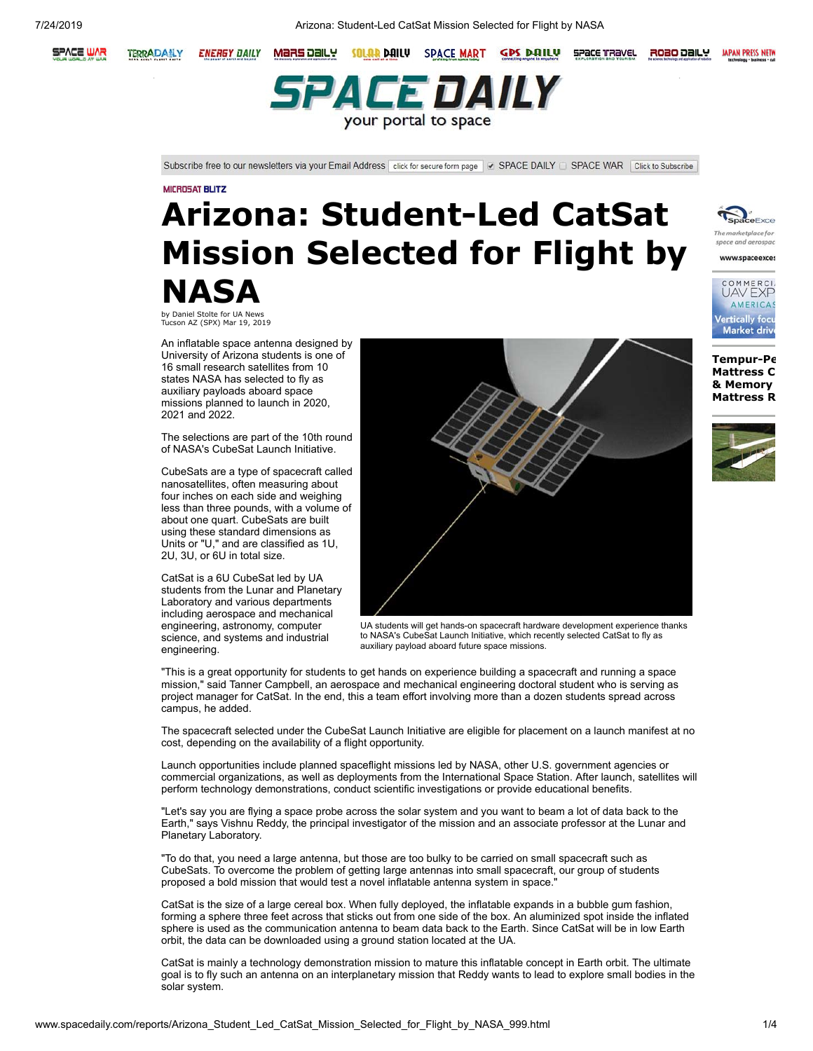# Arizona: Student-Led CatSat Mission Selected for Flight by NASA

by Daniel Stolte for UA News
Tucson AZ (SPX) Mar 19, 2019

An inflatable space antenna designed by University of Arizona students is one of 16 small research satellites from 10 states NASA has selected to fly as auxiliary payloads aboard space missions planned to launch in 2020, 2021 and 2022.

The selections are part of the 10th round of NASA's CubeSat Launch Initiative.

CubeSats are a type of spacecraft called nanosatellites, often measuring about four inches on each side and weighing less than three pounds, with a volume of about one quart. CubeSats are built using these standard dimensions as Units or "U," and are classified as 1U, 2U, 3U, or 6U in total size.

CatSat is a 6U CubeSat led by UA students from the Lunar and Planetary Laboratory and various departments including aerospace and mechanical engineering, astronomy, computer science, and systems and industrial engineering.

UA students will get hands-on spacecraft hardware development experience thanks to NASA's CubeSat Launch Initiative, which recently selected CatSat to fly as auxiliary payload aboard future space missions.

"This is a great opportunity for students to get hands on experience building a spacecraft and running a space mission," said Tanner Campbell, an aerospace and mechanical engineering doctoral student who is serving as project manager for CatSat. In the end, this a team effort involving more than a dozen students spread across campus, he added.

The spacecraft selected under the CubeSat Launch Initiative are eligible for placement on a launch manifest at no cost, depending on the availability of a flight opportunity.

Launch opportunities include planned spaceflight missions led by NASA, other U.S. government agencies or commercial organizations, as well as deployments from the International Space Station. After launch, satellites will perform technology demonstrations, conduct scientific investigations or provide educational benefits.

"Let's say you are flying a space probe across the solar system and you want to beam a lot of data back to the Earth," says Vishnu Reddy, the principal investigator of the mission and an associate professor at the Lunar and Planetary Laboratory.

"To do that, you need a large antenna, but those are too bulky to be carried on small spacecraft such as CubeSats. To overcome the problem of getting large antennas into small spacecraft, our group of students proposed a bold mission that would test a novel inflatable antenna system in space."

CatSat is the size of a large cereal box. When fully deployed, the inflatable expands in a bubble gum fashion, forming a sphere three feet across that sticks out from one side of the box. An aluminized spot inside the inflated sphere is used as the communication antenna to beam data back to the Earth. Since CatSat will be in low Earth orbit, the data can be downloaded using a ground station located at the UA.

CatSat is mainly a technology demonstration mission to mature this inflatable concept in Earth orbit. The ultimate goal is to fly such an antenna on an interplanetary mission that Reddy wants to lead to explore small bodies in the solar system.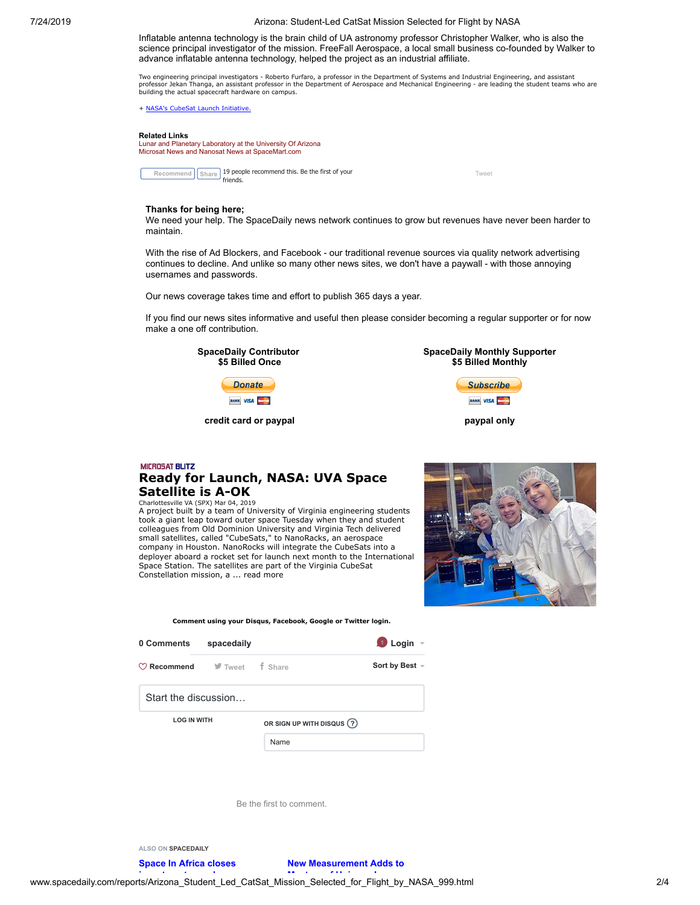Inflatable antenna technology is the brain child of UA astronomy professor Christopher Walker, who is also the science principal investigator of the mission. FreeFall Aerospace, a local small business co-founded by Walker to advance inflatable antenna technology, helped the project as an industrial affiliate.

Two engineering principal investigators - Roberto Furfaro, a professor in the Department of Systems and Industrial Engineering, and assistant professor Jekan Thanga, an assistant professor in the Department of Aerospace and Mechanical Engineering - are leading the student teams who are building the actual spacecraft hardware on campus.

+ NASA's CubeSat Launch Initiative.

**Related Links**
Lunar and Planetary Laboratory at the University Of Arizona
Microsat News and Nanosat News at SpaceMart.com

Recommend Share 19 people recommend this. Be the first of your friends.

Tweet

**Thanks for being here;**
We need your help. The SpaceDaily news network continues to grow but revenues have never been harder to maintain.

With the rise of Ad Blockers, and Facebook - our traditional revenue sources via quality network advertising continues to decline. And unlike so many other news sites, we don't have a paywall - with those annoying usernames and passwords.

Our news coverage takes time and effort to publish 365 days a year.

If you find our news sites informative and useful then please consider becoming a regular supporter or for now make a one off contribution.

**SpaceDaily Contributor**
**$5 Billed Once**

Donate

**credit card or paypal**

**SpaceDaily Monthly Supporter**
**$5 Billed Monthly**

Subscribe

**paypal only**

MICROSAT BLITZ

## Ready for Launch, NASA: UVA Space Satellite is A-OK

Charlottesville VA (SPX) Mar 04, 2019
A project built by a team of University of Virginia engineering students took a giant leap toward outer space Tuesday when they and student colleagues from Old Dominion University and Virginia Tech delivered small satellites, called "CubeSats," to NanoRacks, an aerospace company in Houston. NanoRocks will integrate the CubeSats into a deployer aboard a rocket set for launch next month to the International Space Station. The satellites are part of the Virginia CubeSat Constellation mission, a ... read more

**Comment using your Disqus, Facebook, Google or Twitter login.**

0 Comments spacedaily Login

Recommend Tweet Share Sort by Best

Start the discussion…

LOG IN WITH

OR SIGN UP WITH DISQUS ?

Name

Be the first to comment.

ALSO ON SPACEDAILY

Space In Africa closes

New Measurement Adds to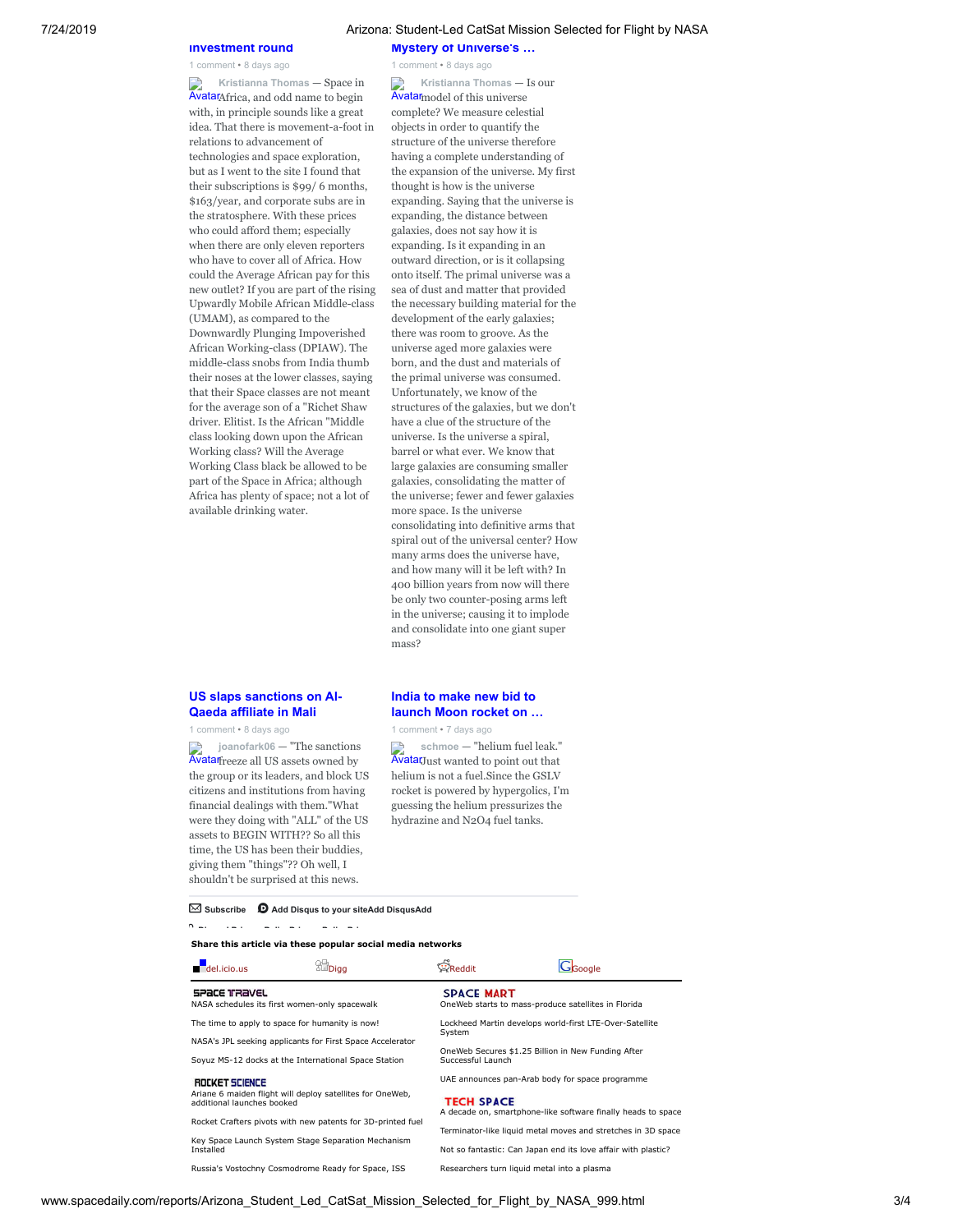**investment round**

1 comment • 8 days ago

Avatar **Kristianna Thomas** — Space in Africa, and odd name to begin with, in principle sounds like a great idea. That there is movement-a-foot in relations to advancement of technologies and space exploration, but as I went to the site I found that their subscriptions is $99/ 6 months, $163/year, and corporate subs are in the stratosphere. With these prices who could afford them; especially when there are only eleven reporters who have to cover all of Africa. How could the Average African pay for this new outlet? If you are part of the rising Upwardly Mobile African Middle-class (UMAM), as compared to the Downwardly Plunging Impoverished African Working-class (DPIAW). The middle-class snobs from India thumb their noses at the lower classes, saying that their Space classes are not meant for the average son of a "Richet Shaw driver. Elitist. Is the African "Middle class looking down upon the African Working class? Will the Average Working Class black be allowed to be part of the Space in Africa; although Africa has plenty of space; not a lot of available drinking water.

**Mystery of Universe's …**

1 comment • 8 days ago

Avatar **Kristianna Thomas** — Is our model of this universe complete? We measure celestial objects in order to quantify the structure of the universe therefore having a complete understanding of the expansion of the universe. My first thought is how is the universe expanding. Saying that the universe is expanding, the distance between galaxies, does not say how it is expanding. Is it expanding in an outward direction, or is it collapsing onto itself. The primal universe was a sea of dust and matter that provided the necessary building material for the development of the early galaxies; there was room to groove. As the universe aged more galaxies were born, and the dust and materials of the primal universe was consumed. Unfortunately, we know of the structures of the galaxies, but we don't have a clue of the structure of the universe. Is the universe a spiral, barrel or what ever. We know that large galaxies are consuming smaller galaxies, consolidating the matter of the universe; fewer and fewer galaxies more space. Is the universe consolidating into definitive arms that spiral out of the universal center? How many arms does the universe have, and how many will it be left with? In 400 billion years from now will there be only two counter-posing arms left in the universe; causing it to implode and consolidate into one giant super mass?

**US slaps sanctions on Al-Qaeda affiliate in Mali**

1 comment • 8 days ago

Avatar **joanofark06** — "The sanctions freeze all US assets owned by the group or its leaders, and block US citizens and institutions from having financial dealings with them."What were they doing with "ALL" of the US assets to BEGIN WITH?? So all this time, the US has been their buddies, giving them "things"?? Oh well, I shouldn't be surprised at this news.

**India to make new bid to launch Moon rocket on …**

1 comment • 7 days ago

Avatar **schmoe** — "helium fuel leak." Just wanted to point out that helium is not a fuel.Since the GSLV rocket is powered by hypergolics, I'm guessing the helium pressurizes the hydrazine and $N_2O_4$ fuel tanks.

Subscribe | Add Disqus to your siteAdd DisqusAdd

**Share this article via these popular social media networks**

del.icio.us | Digg | Reddit | Google

**SPACE TRAVEL**

NASA schedules its first women-only spacewalk

The time to apply to space for humanity is now!

NASA's JPL seeking applicants for First Space Accelerator

Soyuz MS-12 docks at the International Space Station

**ROCKET SCIENCE**

Ariane 6 maiden flight will deploy satellites for OneWeb, additional launches booked

Rocket Crafters pivots with new patents for 3D-printed fuel

Key Space Launch System Stage Separation Mechanism Installed

Russia's Vostochny Cosmodrome Ready for Space, ISS

**SPACE MART**

OneWeb starts to mass-produce satellites in Florida

Lockheed Martin develops world-first LTE-Over-Satellite System

OneWeb Secures $1.25 Billion in New Funding After Successful Launch

UAE announces pan-Arab body for space programme

**TECH SPACE**

A decade on, smartphone-like software finally heads to space

Terminator-like liquid metal moves and stretches in 3D space

Not so fantastic: Can Japan end its love affair with plastic?

Researchers turn liquid metal into a plasma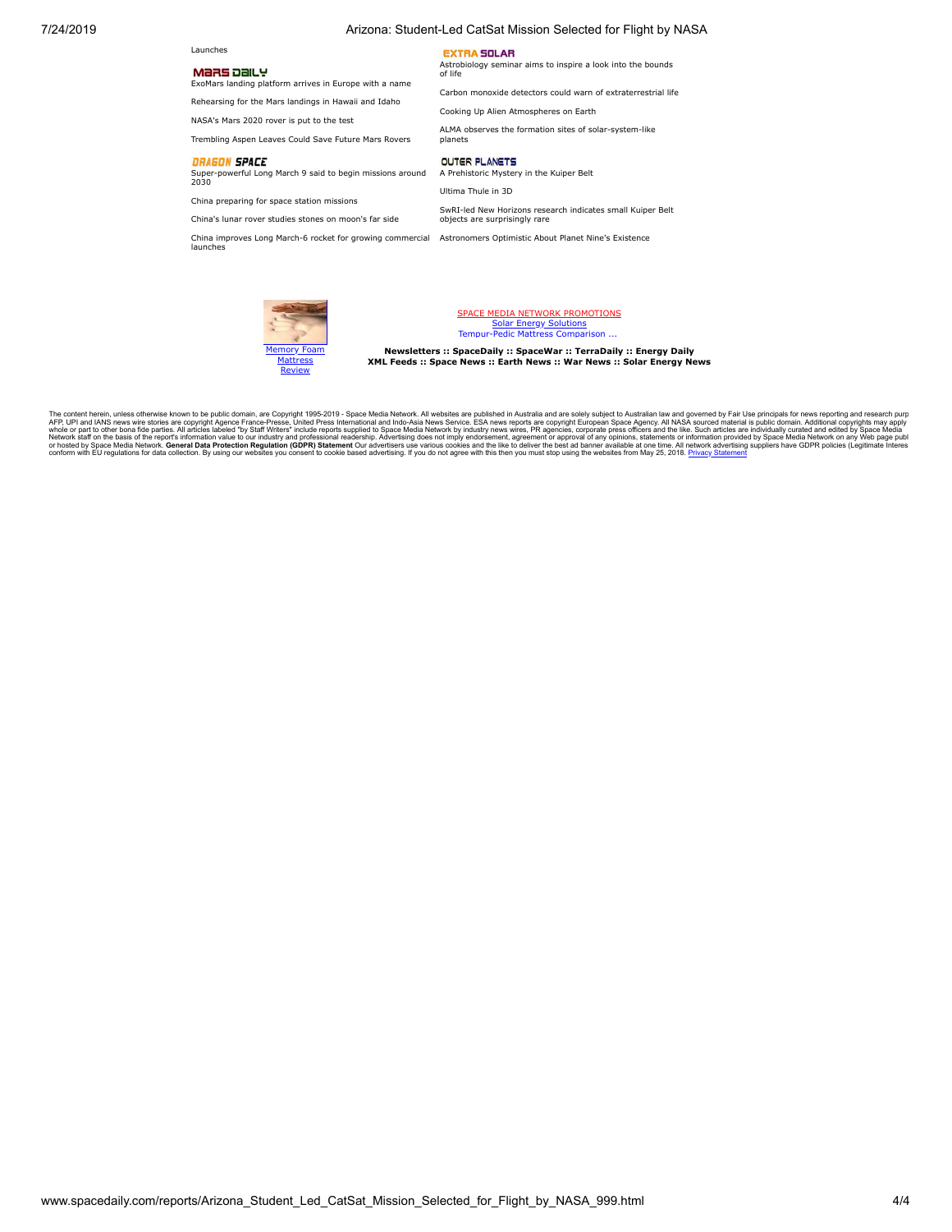Launches

## MARS DAILY

ExoMars landing platform arrives in Europe with a name

Rehearsing for the Mars landings in Hawaii and Idaho

NASA's Mars 2020 rover is put to the test

Trembling Aspen Leaves Could Save Future Mars Rovers

## DRAGON SPACE

Super-powerful Long March 9 said to begin missions around 2030

China preparing for space station missions

China's lunar rover studies stones on moon's far side

China improves Long March-6 rocket for growing commercial launches

## EXTRA SOLAR

Astrobiology seminar aims to inspire a look into the bounds of life

Carbon monoxide detectors could warn of extraterrestrial life

Cooking Up Alien Atmospheres on Earth

ALMA observes the formation sites of solar-system-like planets

## OUTER PLANETS

A Prehistoric Mystery in the Kuiper Belt

Ultima Thule in 3D

SwRI-led New Horizons research indicates small Kuiper Belt objects are surprisingly rare

Astronomers Optimistic About Planet Nine's Existence

Memory Foam Mattress Review

SPACE MEDIA NETWORK PROMOTIONS
Solar Energy Solutions
Tempur-Pedic Mattress Comparison ...

**Newsletters :: SpaceDaily :: SpaceWar :: TerraDaily :: Energy Daily**
**XML Feeds :: Space News :: Earth News :: War News :: Solar Energy News**

The content herein, unless otherwise known to be public domain, are Copyright 1995-2019 - Space Media Network. All websites are published in Australia and are solely subject to Australian law and governed by Fair Use principals for news reporting and research purp AFP, UPI and IANS news wire stories are copyright Agence France-Presse, United Press International and Indo-Asia News Service. ESA news reports are copyright European Space Agency. All NASA sourced material is public domain. Additional copyrights may apply whole or part to other bona fide parties. All articles labeled "by Staff Writers" include reports supplied to Space Media Network by industry news wires, PR agencies, corporate press officers and the like. Such articles are individually curated and edited by Space Media Network staff on the basis of the report's information value to our industry and professional readership. Advertising does not imply endorsement, agreement or approval of any opinions, statements or information provided by Space Media Network on any Web page publ or hosted by Space Media Network. **General Data Protection Regulation (GDPR) Statement** Our advertisers use various cookies and the like to deliver the best ad banner available at one time. All network advertising suppliers have GDPR policies (Legitimate Interes conform with EU regulations for data collection. By using our websites you consent to cookie based advertising. If you do not agree with this then you must stop using the websites from May 25, 2018. Privacy Statement